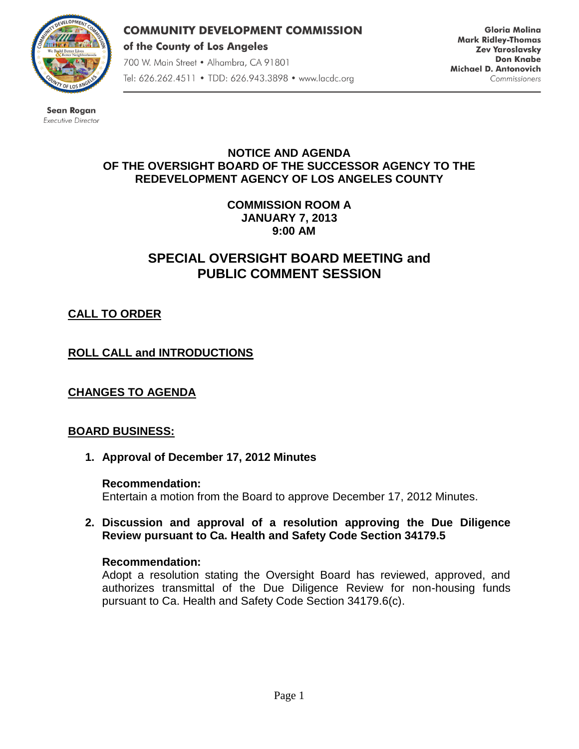**COMMUNITY DEVELOPMENT COMMISSION**
**of the County of Los Angeles**
700 W. Main Street • Alhambra, CA 91801
Tel: 626.262.4511 • TDD: 626.943.3898 • www.lacdc.org

**Gloria Molina**
**Mark Ridley-Thomas**
**Zev Yaroslavsky**
**Don Knabe**
**Michael D. Antonovich**
*Commissioners*

**Sean Rogan**
*Executive Director*

**NOTICE AND AGENDA**
**OF THE OVERSIGHT BOARD OF THE SUCCESSOR AGENCY TO THE REDEVELOPMENT AGENCY OF LOS ANGELES COUNTY**

**COMMISSION ROOM A**
**JANUARY 7, 2013**
**9:00 AM**

# SPECIAL OVERSIGHT BOARD MEETING and PUBLIC COMMENT SESSION

## CALL TO ORDER

## ROLL CALL and INTRODUCTIONS

## CHANGES TO AGENDA

## BOARD BUSINESS:

1. **Approval of December 17, 2012 Minutes**

   **Recommendation:**
   Entertain a motion from the Board to approve December 17, 2012 Minutes.

2. **Discussion and approval of a resolution approving the Due Diligence Review pursuant to Ca. Health and Safety Code Section 34179.5**

   **Recommendation:**
   Adopt a resolution stating the Oversight Board has reviewed, approved, and authorizes transmittal of the Due Diligence Review for non-housing funds pursuant to Ca. Health and Safety Code Section 34179.6(c).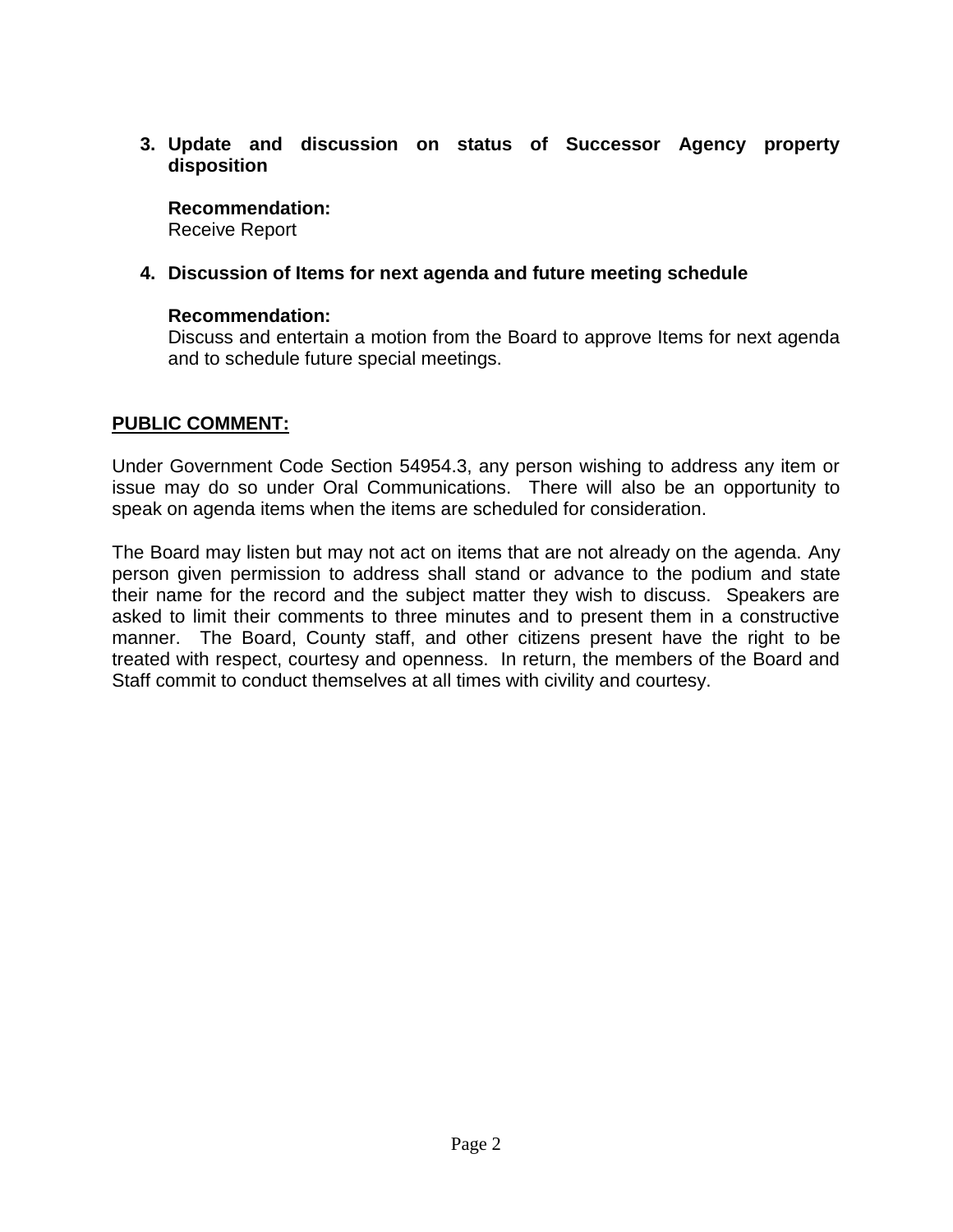3. **Update and discussion on status of Successor Agency property disposition**

   **Recommendation:**
   Receive Report

4. **Discussion of Items for next agenda and future meeting schedule**

   **Recommendation:**
   Discuss and entertain a motion from the Board to approve Items for next agenda and to schedule future special meetings.

**PUBLIC COMMENT:**

Under Government Code Section 54954.3, any person wishing to address any item or issue may do so under Oral Communications. There will also be an opportunity to speak on agenda items when the items are scheduled for consideration.

The Board may listen but may not act on items that are not already on the agenda. Any person given permission to address shall stand or advance to the podium and state their name for the record and the subject matter they wish to discuss. Speakers are asked to limit their comments to three minutes and to present them in a constructive manner. The Board, County staff, and other citizens present have the right to be treated with respect, courtesy and openness. In return, the members of the Board and Staff commit to conduct themselves at all times with civility and courtesy.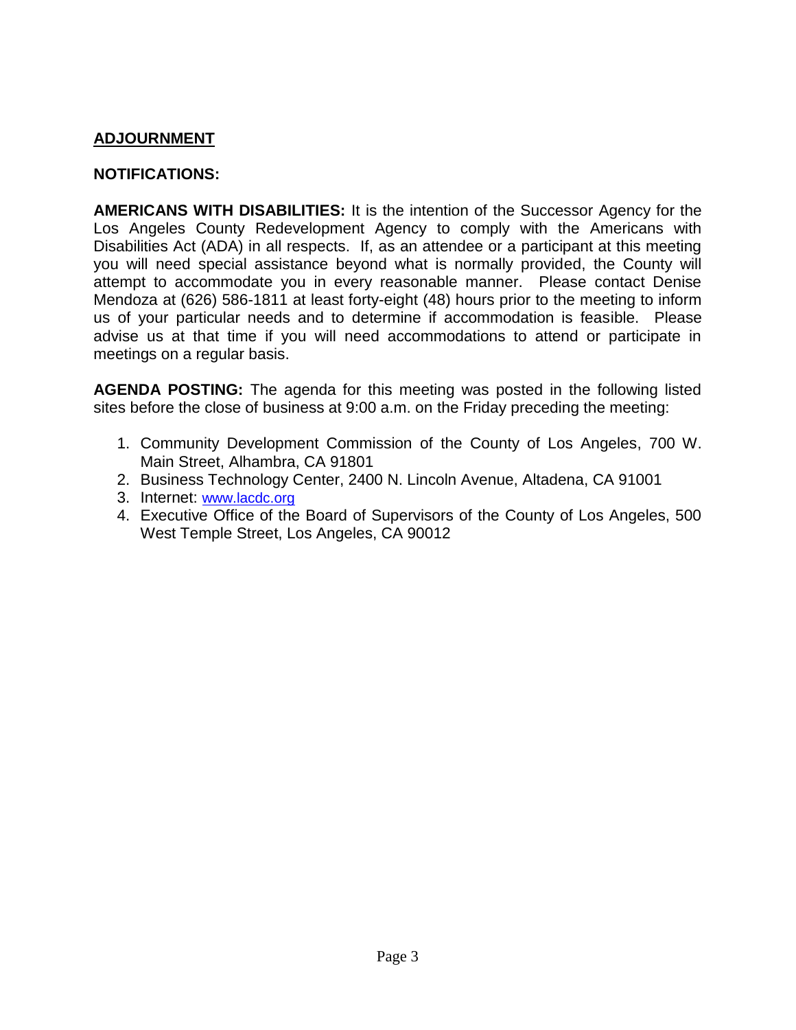## ADJOURNMENT

**NOTIFICATIONS:**

**AMERICANS WITH DISABILITIES:** It is the intention of the Successor Agency for the Los Angeles County Redevelopment Agency to comply with the Americans with Disabilities Act (ADA) in all respects. If, as an attendee or a participant at this meeting you will need special assistance beyond what is normally provided, the County will attempt to accommodate you in every reasonable manner. Please contact Denise Mendoza at (626) 586-1811 at least forty-eight (48) hours prior to the meeting to inform us of your particular needs and to determine if accommodation is feasible. Please advise us at that time if you will need accommodations to attend or participate in meetings on a regular basis.

**AGENDA POSTING:** The agenda for this meeting was posted in the following listed sites before the close of business at 9:00 a.m. on the Friday preceding the meeting:

1. Community Development Commission of the County of Los Angeles, 700 W. Main Street, Alhambra, CA 91801
2. Business Technology Center, 2400 N. Lincoln Avenue, Altadena, CA 91001
3. Internet: www.lacdc.org
4. Executive Office of the Board of Supervisors of the County of Los Angeles, 500 West Temple Street, Los Angeles, CA 90012